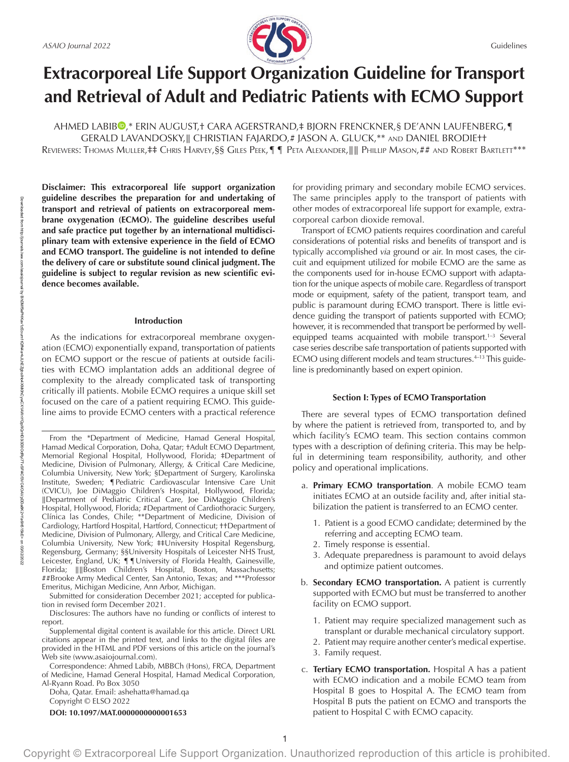# Extracorporeal Life Support Organization Guideline for Transport and Retrieval of Adult and Pediatric Patients with ECMO Support

Ahmed Labib,* Erin August,† Cara Agerstrand,‡ Bjorn Frenckner,§ De'Ann Laufenberg,¶ Gerald Lavandosky,|| Christian Fajardo,# Jason A. Gluck,** and Daniel Brodie††

Reviewers: Thomas Muller,‡‡ Chris Harvey,§§ Giles Peek,¶¶ Peta Alexander,|||| Phillip Mason,## and Robert Bartlett***

**Disclaimer: This extracorporeal life support organization guideline describes the preparation for and undertaking of transport and retrieval of patients on extracorporeal membrane oxygenation (ECMO). The guideline describes useful and safe practice put together by an international multidisciplinary team with extensive experience in the field of ECMO and ECMO transport. The guideline is not intended to define the delivery of care or substitute sound clinical judgment. The guideline is subject to regular revision as new scientific evidence becomes available.**

## Introduction

As the indications for extracorporeal membrane oxygenation (ECMO) exponentially expand, transportation of patients on ECMO support or the rescue of patients at outside facilities with ECMO implantation adds an additional degree of complexity to the already complicated task of transporting critically ill patients. Mobile ECMO requires a unique skill set focused on the care of a patient requiring ECMO. This guideline aims to provide ECMO centers with a practical reference for providing primary and secondary mobile ECMO services. The same principles apply to the transport of patients with other modes of extracorporeal life support for example, extracorporeal carbon dioxide removal.

Transport of ECMO patients requires coordination and careful considerations of potential risks and benefits of transport and is typically accomplished *via* ground or air. In most cases, the circuit and equipment utilized for mobile ECMO are the same as the components used for in-house ECMO support with adaptation for the unique aspects of mobile care. Regardless of transport mode or equipment, safety of the patient, transport team, and public is paramount during ECMO transport. There is little evidence guiding the transport of patients supported with ECMO; however, it is recommended that transport be performed by well-equipped teams acquainted with mobile transport.[1–3] Several case series describe safe transportation of patients supported with ECMO using different models and team structures.[4–13] This guideline is predominantly based on expert opinion.

From the *Department of Medicine, Hamad General Hospital, Hamad Medical Corporation, Doha, Qatar; †Adult ECMO Department, Memorial Regional Hospital, Hollywood, Florida; ‡Department of Medicine, Division of Pulmonary, Allergy, & Critical Care Medicine, Columbia University, New York; §Department of Surgery, Karolinska Institute, Sweden; ¶Pediatric Cardiovascular Intensive Care Unit (CVICU), Joe DiMaggio Children's Hospital, Hollywood, Florida; ||Department of Pediatric Critical Care, Joe DiMaggio Children's Hospital, Hollywood, Florida; #Department of Cardiothoracic Surgery, Clínica las Condes, Chile; **Department of Medicine, Division of Cardiology, Hartford Hospital, Hartford, Connecticut; ††Department of Medicine, Division of Pulmonary, Allergy, and Critical Care Medicine, Columbia University, New York; ‡‡University Hospital Regensburg, Regensburg, Germany; §§University Hospitals of Leicester NHS Trust, Leicester, England, UK; ¶¶University of Florida Health, Gainesville, Florida; ||||Boston Children's Hospital, Boston, Massachusetts; ##Brooke Army Medical Center, San Antonio, Texas; and ***Professor Emeritus, Michigan Medicine, Ann Arbor, Michigan.

Submitted for consideration December 2021; accepted for publication in revised form December 2021.

Disclosures: The authors have no funding or conflicts of interest to report.

Supplemental digital content is available for this article. Direct URL citations appear in the printed text, and links to the digital files are provided in the HTML and PDF versions of this article on the journal's Web site (www.asaiojournal.com).

Correspondence: Ahmed Labib, MBBCh (Hons), FRCA, Department of Medicine, Hamad General Hospital, Hamad Medical Corporation, Al-Ryann Road. Po Box 3050 Doha, Qatar. Email: ashehatta@hamad.qa

Copyright © ELSO 2022

**DOI: 10.1097/MAT.0000000000001653**

## Section I: Types of ECMO Transportation

There are several types of ECMO transportation defined by where the patient is retrieved from, transported to, and by which facility's ECMO team. This section contains common types with a description of defining criteria. This may be helpful in determining team responsibility, authority, and other policy and operational implications.

a. **Primary ECMO transportation**. A mobile ECMO team initiates ECMO at an outside facility and, after initial stabilization the patient is transferred to an ECMO center.
   1. Patient is a good ECMO candidate; determined by the referring and accepting ECMO team.
   2. Timely response is essential.
   3. Adequate preparedness is paramount to avoid delays and optimize patient outcomes.

b. **Secondary ECMO transportation.** A patient is currently supported with ECMO but must be transferred to another facility on ECMO support.
   1. Patient may require specialized management such as transplant or durable mechanical circulatory support.
   2. Patient may require another center's medical expertise.
   3. Family request.

c. **Tertiary ECMO transportation.** Hospital A has a patient with ECMO indication and a mobile ECMO team from Hospital B goes to Hospital A. The ECMO team from Hospital B puts the patient on ECMO and transports the patient to Hospital C with ECMO capacity.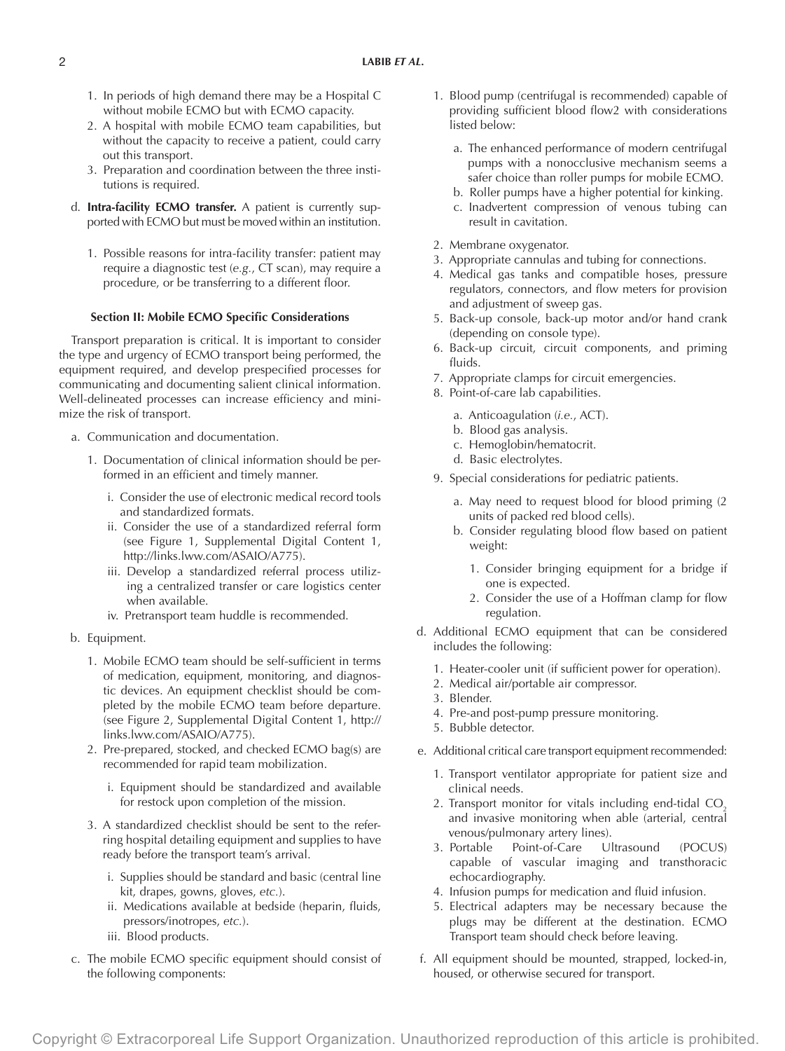1. In periods of high demand there may be a Hospital C without mobile ECMO but with ECMO capacity.
2. A hospital with mobile ECMO team capabilities, but without the capacity to receive a patient, could carry out this transport.
3. Preparation and coordination between the three institutions is required.

d. **Intra-facility ECMO transfer.** A patient is currently supported with ECMO but must be moved within an institution.

1. Possible reasons for intra-facility transfer: patient may require a diagnostic test (*e.g.*, CT scan), may require a procedure, or be transferring to a different floor.

### Section II: Mobile ECMO Specific Considerations

Transport preparation is critical. It is important to consider the type and urgency of ECMO transport being performed, the equipment required, and develop prespecified processes for communicating and documenting salient clinical information. Well-delineated processes can increase efficiency and minimize the risk of transport.

a. Communication and documentation.

1. Documentation of clinical information should be performed in an efficient and timely manner.
   - i. Consider the use of electronic medical record tools and standardized formats.
   - ii. Consider the use of a standardized referral form (see Figure 1, Supplemental Digital Content 1, http://links.lww.com/ASAIO/A775).
   - iii. Develop a standardized referral process utilizing a centralized transfer or care logistics center when available.
   - iv. Pretransport team huddle is recommended.

b. Equipment.

1. Mobile ECMO team should be self-sufficient in terms of medication, equipment, monitoring, and diagnostic devices. An equipment checklist should be completed by the mobile ECMO team before departure. (see Figure 2, Supplemental Digital Content 1, http://links.lww.com/ASAIO/A775).
2. Pre-prepared, stocked, and checked ECMO bag(s) are recommended for rapid team mobilization.
   - i. Equipment should be standardized and available for restock upon completion of the mission.
3. A standardized checklist should be sent to the referring hospital detailing equipment and supplies to have ready before the transport team's arrival.
   - i. Supplies should be standard and basic (central line kit, drapes, gowns, gloves, *etc.*).
   - ii. Medications available at bedside (heparin, fluids, pressors/inotropes, *etc.*).
   - iii. Blood products.

c. The mobile ECMO specific equipment should consist of the following components:

1. Blood pump (centrifugal is recommended) capable of providing sufficient blood flow2 with considerations listed below:
   - a. The enhanced performance of modern centrifugal pumps with a nonocclusive mechanism seems a safer choice than roller pumps for mobile ECMO.
   - b. Roller pumps have a higher potential for kinking.
   - c. Inadvertent compression of venous tubing can result in cavitation.
2. Membrane oxygenator.
3. Appropriate cannulas and tubing for connections.
4. Medical gas tanks and compatible hoses, pressure regulators, connectors, and flow meters for provision and adjustment of sweep gas.
5. Back-up console, back-up motor and/or hand crank (depending on console type).
6. Back-up circuit, circuit components, and priming fluids.
7. Appropriate clamps for circuit emergencies.
8. Point-of-care lab capabilities.
   - a. Anticoagulation (*i.e.*, ACT).
   - b. Blood gas analysis.
   - c. Hemoglobin/hematocrit.
   - d. Basic electrolytes.
9. Special considerations for pediatric patients.
   - a. May need to request blood for blood priming (2 units of packed red blood cells).
   - b. Consider regulating blood flow based on patient weight:
     1. Consider bringing equipment for a bridge if one is expected.
     2. Consider the use of a Hoffman clamp for flow regulation.

d. Additional ECMO equipment that can be considered includes the following:

1. Heater-cooler unit (if sufficient power for operation).
2. Medical air/portable air compressor.
3. Blender.
4. Pre-and post-pump pressure monitoring.
5. Bubble detector.

e. Additional critical care transport equipment recommended:

1. Transport ventilator appropriate for patient size and clinical needs.
2. Transport monitor for vitals including end-tidal $CO_2$ and invasive monitoring when able (arterial, central venous/pulmonary artery lines).
3. Portable Point-of-Care Ultrasound (POCUS) capable of vascular imaging and transthoracic echocardiography.
4. Infusion pumps for medication and fluid infusion.
5. Electrical adapters may be necessary because the plugs may be different at the destination. ECMO Transport team should check before leaving.

f. All equipment should be mounted, strapped, locked-in, housed, or otherwise secured for transport.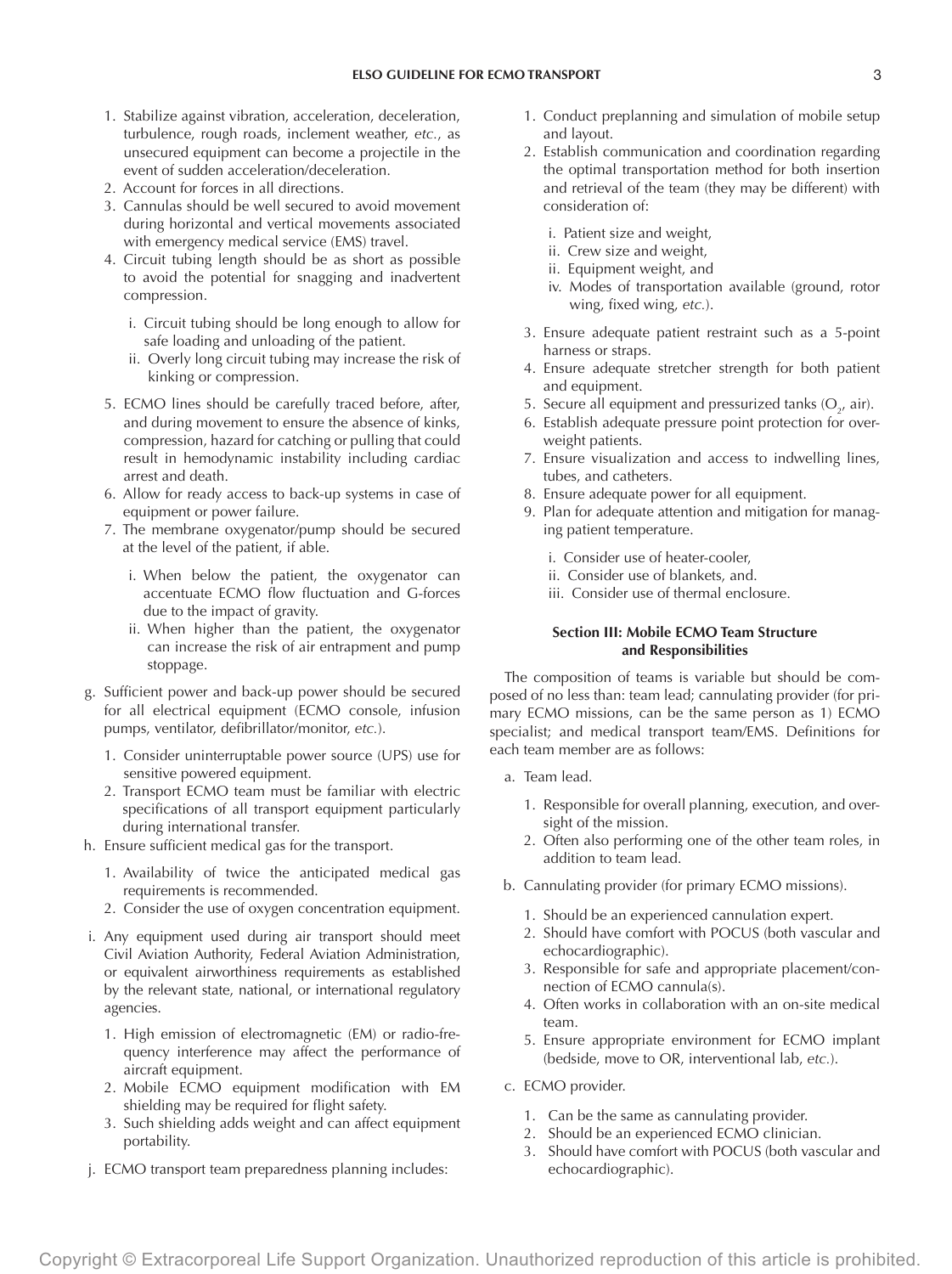1. Stabilize against vibration, acceleration, deceleration, turbulence, rough roads, inclement weather, *etc.*, as unsecured equipment can become a projectile in the event of sudden acceleration/deceleration.
2. Account for forces in all directions.
3. Cannulas should be well secured to avoid movement during horizontal and vertical movements associated with emergency medical service (EMS) travel.
4. Circuit tubing length should be as short as possible to avoid the potential for snagging and inadvertent compression.
   - i. Circuit tubing should be long enough to allow for safe loading and unloading of the patient.
   - ii. Overly long circuit tubing may increase the risk of kinking or compression.
5. ECMO lines should be carefully traced before, after, and during movement to ensure the absence of kinks, compression, hazard for catching or pulling that could result in hemodynamic instability including cardiac arrest and death.
6. Allow for ready access to back-up systems in case of equipment or power failure.
7. The membrane oxygenator/pump should be secured at the level of the patient, if able.
   - i. When below the patient, the oxygenator can accentuate ECMO flow fluctuation and G-forces due to the impact of gravity.
   - ii. When higher than the patient, the oxygenator can increase the risk of air entrapment and pump stoppage.

g. Sufficient power and back-up power should be secured for all electrical equipment (ECMO console, infusion pumps, ventilator, defibrillator/monitor, *etc.*).

1. Consider uninterruptable power source (UPS) use for sensitive powered equipment.
2. Transport ECMO team must be familiar with electric specifications of all transport equipment particularly during international transfer.

h. Ensure sufficient medical gas for the transport.

1. Availability of twice the anticipated medical gas requirements is recommended.
2. Consider the use of oxygen concentration equipment.

i. Any equipment used during air transport should meet Civil Aviation Authority, Federal Aviation Administration, or equivalent airworthiness requirements as established by the relevant state, national, or international regulatory agencies.

1. High emission of electromagnetic (EM) or radio-frequency interference may affect the performance of aircraft equipment.
2. Mobile ECMO equipment modification with EM shielding may be required for flight safety.
3. Such shielding adds weight and can affect equipment portability.

j. ECMO transport team preparedness planning includes:

1. Conduct preplanning and simulation of mobile setup and layout.
2. Establish communication and coordination regarding the optimal transportation method for both insertion and retrieval of the team (they may be different) with consideration of:
   - i. Patient size and weight,
   - ii. Crew size and weight,
   - ii. Equipment weight, and
   - iv. Modes of transportation available (ground, rotor wing, fixed wing, *etc.*).
3. Ensure adequate patient restraint such as a 5-point harness or straps.
4. Ensure adequate stretcher strength for both patient and equipment.
5. Secure all equipment and pressurized tanks ($O_2$, air).
6. Establish adequate pressure point protection for overweight patients.
7. Ensure visualization and access to indwelling lines, tubes, and catheters.
8. Ensure adequate power for all equipment.
9. Plan for adequate attention and mitigation for managing patient temperature.
   - i. Consider use of heater-cooler,
   - ii. Consider use of blankets, and.
   - iii. Consider use of thermal enclosure.

## Section III: Mobile ECMO Team Structure and Responsibilities

The composition of teams is variable but should be composed of no less than: team lead; cannulating provider (for primary ECMO missions, can be the same person as 1) ECMO specialist; and medical transport team/EMS. Definitions for each team member are as follows:

a. Team lead.

1. Responsible for overall planning, execution, and oversight of the mission.
2. Often also performing one of the other team roles, in addition to team lead.

b. Cannulating provider (for primary ECMO missions).

1. Should be an experienced cannulation expert.
2. Should have comfort with POCUS (both vascular and echocardiographic).
3. Responsible for safe and appropriate placement/connection of ECMO cannula(s).
4. Often works in collaboration with an on-site medical team.
5. Ensure appropriate environment for ECMO implant (bedside, move to OR, interventional lab, *etc.*).

c. ECMO provider.

1. Can be the same as cannulating provider.
2. Should be an experienced ECMO clinician.
3. Should have comfort with POCUS (both vascular and echocardiographic).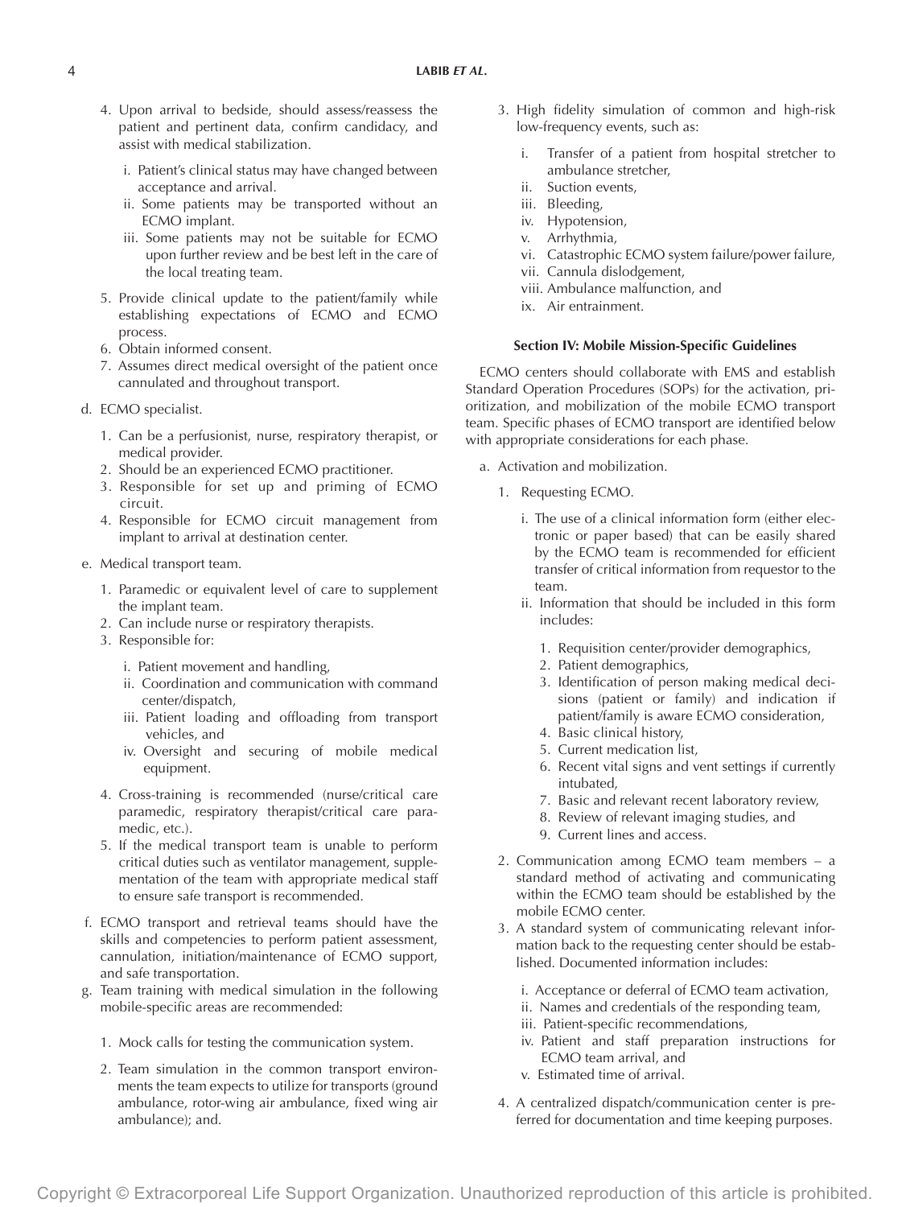4. Upon arrival to bedside, should assess/reassess the patient and pertinent data, confirm candidacy, and assist with medical stabilization.

   i. Patient's clinical status may have changed between acceptance and arrival.
   ii. Some patients may be transported without an ECMO implant.
   iii. Some patients may not be suitable for ECMO upon further review and be best left in the care of the local treating team.

5. Provide clinical update to the patient/family while establishing expectations of ECMO and ECMO process.
6. Obtain informed consent.
7. Assumes direct medical oversight of the patient once cannulated and throughout transport.

d. ECMO specialist.

   1. Can be a perfusionist, nurse, respiratory therapist, or medical provider.
   2. Should be an experienced ECMO practitioner.
   3. Responsible for set up and priming of ECMO circuit.
   4. Responsible for ECMO circuit management from implant to arrival at destination center.

e. Medical transport team.

   1. Paramedic or equivalent level of care to supplement the implant team.
   2. Can include nurse or respiratory therapists.
   3. Responsible for:

      i. Patient movement and handling,
      ii. Coordination and communication with command center/dispatch,
      iii. Patient loading and offloading from transport vehicles, and
      iv. Oversight and securing of mobile medical equipment.

   4. Cross-training is recommended (nurse/critical care paramedic, respiratory therapist/critical care paramedic, etc.).
   5. If the medical transport team is unable to perform critical duties such as ventilator management, supplementation of the team with appropriate medical staff to ensure safe transport is recommended.

f. ECMO transport and retrieval teams should have the skills and competencies to perform patient assessment, cannulation, initiation/maintenance of ECMO support, and safe transportation.

g. Team training with medical simulation in the following mobile-specific areas are recommended:

   1. Mock calls for testing the communication system.
   2. Team simulation in the common transport environments the team expects to utilize for transports (ground ambulance, rotor-wing air ambulance, fixed wing air ambulance); and.
   3. High fidelity simulation of common and high-risk low-frequency events, such as:

      i. Transfer of a patient from hospital stretcher to ambulance stretcher,
      ii. Suction events,
      iii. Bleeding,
      iv. Hypotension,
      v. Arrhythmia,
      vi. Catastrophic ECMO system failure/power failure,
      vii. Cannula dislodgement,
      viii. Ambulance malfunction, and
      ix. Air entrainment.

#### Section IV: Mobile Mission-Specific Guidelines

ECMO centers should collaborate with EMS and establish Standard Operation Procedures (SOPs) for the activation, prioritization, and mobilization of the mobile ECMO transport team. Specific phases of ECMO transport are identified below with appropriate considerations for each phase.

a. Activation and mobilization.

   1. Requesting ECMO.

      i. The use of a clinical information form (either electronic or paper based) that can be easily shared by the ECMO team is recommended for efficient transfer of critical information from requestor to the team.
      ii. Information that should be included in this form includes:

         1. Requisition center/provider demographics,
         2. Patient demographics,
         3. Identification of person making medical decisions (patient or family) and indication if patient/family is aware ECMO consideration,
         4. Basic clinical history,
         5. Current medication list,
         6. Recent vital signs and vent settings if currently intubated,
         7. Basic and relevant recent laboratory review,
         8. Review of relevant imaging studies, and
         9. Current lines and access.

   2. Communication among ECMO team members – a standard method of activating and communicating within the ECMO team should be established by the mobile ECMO center.
   3. A standard system of communicating relevant information back to the requesting center should be established. Documented information includes:

      i. Acceptance or deferral of ECMO team activation,
      ii. Names and credentials of the responding team,
      iii. Patient-specific recommendations,
      iv. Patient and staff preparation instructions for ECMO team arrival, and
      v. Estimated time of arrival.

   4. A centralized dispatch/communication center is preferred for documentation and time keeping purposes.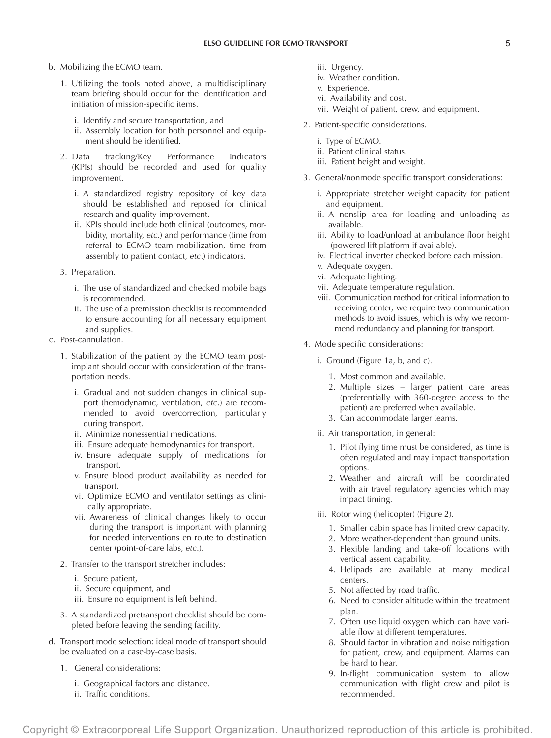b. Mobilizing the ECMO team.

   1. Utilizing the tools noted above, a multidisciplinary team briefing should occur for the identification and initiation of mission-specific items.

      i. Identify and secure transportation, and
      ii. Assembly location for both personnel and equipment should be identified.

   2. Data tracking/Key Performance Indicators (KPIs) should be recorded and used for quality improvement.

      i. A standardized registry repository of key data should be established and reposed for clinical research and quality improvement.
      ii. KPIs should include both clinical (outcomes, morbidity, mortality, *etc*.) and performance (time from referral to ECMO team mobilization, time from assembly to patient contact, *etc*.) indicators.

   3. Preparation.

      i. The use of standardized and checked mobile bags is recommended.
      ii. The use of a premission checklist is recommended to ensure accounting for all necessary equipment and supplies.

c. Post-cannulation.

   1. Stabilization of the patient by the ECMO team post-implant should occur with consideration of the transportation needs.

      i. Gradual and not sudden changes in clinical support (hemodynamic, ventilation, *etc*.) are recommended to avoid overcorrection, particularly during transport.
      ii. Minimize nonessential medications.
      iii. Ensure adequate hemodynamics for transport.
      iv. Ensure adequate supply of medications for transport.
      v. Ensure blood product availability as needed for transport.
      vi. Optimize ECMO and ventilator settings as clinically appropriate.
      vii. Awareness of clinical changes likely to occur during the transport is important with planning for needed interventions en route to destination center (point-of-care labs, *etc*.).

   2. Transfer to the transport stretcher includes:

      i. Secure patient,
      ii. Secure equipment, and
      iii. Ensure no equipment is left behind.

   3. A standardized pretransport checklist should be completed before leaving the sending facility.

d. Transport mode selection: ideal mode of transport should be evaluated on a case-by-case basis.

   1. General considerations:

      i. Geographical factors and distance.
      ii. Traffic conditions.
      iii. Urgency.
      iv. Weather condition.
      v. Experience.
      vi. Availability and cost.
      vii. Weight of patient, crew, and equipment.

   2. Patient-specific considerations.

      i. Type of ECMO.
      ii. Patient clinical status.
      iii. Patient height and weight.

   3. General/nonmode specific transport considerations:

      i. Appropriate stretcher weight capacity for patient and equipment.
      ii. A nonslip area for loading and unloading as available.
      iii. Ability to load/unload at ambulance floor height (powered lift platform if available).
      iv. Electrical inverter checked before each mission.
      v. Adequate oxygen.
      vi. Adequate lighting.
      vii. Adequate temperature regulation.
      viii. Communication method for critical information to receiving center; we require two communication methods to avoid issues, which is why we recommend redundancy and planning for transport.

   4. Mode specific considerations:

      i. Ground (Figure 1a, b, and c).

         1. Most common and available.
         2. Multiple sizes – larger patient care areas (preferentially with 360-degree access to the patient) are preferred when available.
         3. Can accommodate larger teams.

      ii. Air transportation, in general:

         1. Pilot flying time must be considered, as time is often regulated and may impact transportation options.
         2. Weather and aircraft will be coordinated with air travel regulatory agencies which may impact timing.

      iii. Rotor wing (helicopter) (Figure 2).

         1. Smaller cabin space has limited crew capacity.
         2. More weather-dependent than ground units.
         3. Flexible landing and take-off locations with vertical assent capability.
         4. Helipads are available at many medical centers.
         5. Not affected by road traffic.
         6. Need to consider altitude within the treatment plan.
         7. Often use liquid oxygen which can have variable flow at different temperatures.
         8. Should factor in vibration and noise mitigation for patient, crew, and equipment. Alarms can be hard to hear.
         9. In-flight communication system to allow communication with flight crew and pilot is recommended.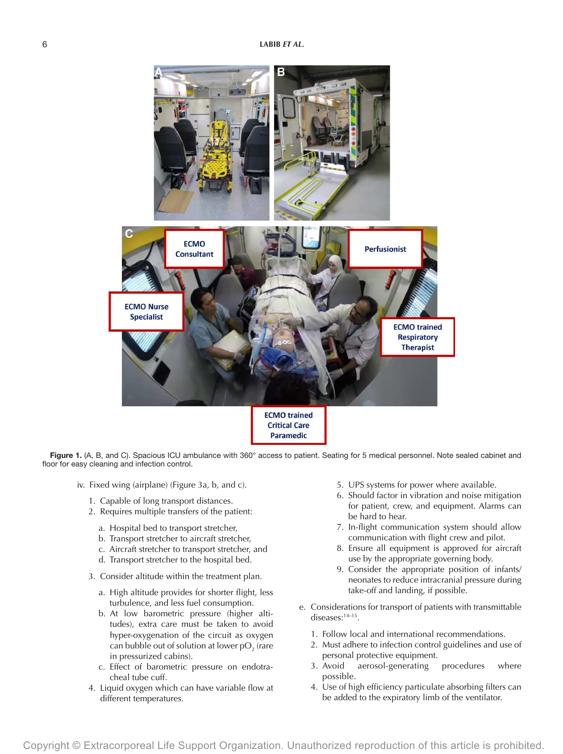Figure 1. (A, B, and C). Spacious ICU ambulance with 360° access to patient. Seating for 5 medical personnel. Note sealed cabinet and floor for easy cleaning and infection control.

iv. Fixed wing (airplane) (Figure 3a, b, and c).

1. Capable of long transport distances.
2. Requires multiple transfers of the patient:
   a. Hospital bed to transport stretcher,
   b. Transport stretcher to aircraft stretcher,
   c. Aircraft stretcher to transport stretcher, and
   d. Transport stretcher to the hospital bed.
3. Consider altitude within the treatment plan.
   a. High altitude provides for shorter flight, less turbulence, and less fuel consumption.
   b. At low barometric pressure (higher altitudes), extra care must be taken to avoid hyper-oxygenation of the circuit as oxygen can bubble out of solution at lower $pO_2$ (rare in pressurized cabins).
   c. Effect of barometric pressure on endotracheal tube cuff.
4. Liquid oxygen which can have variable flow at different temperatures.
5. UPS systems for power where available.
6. Should factor in vibration and noise mitigation for patient, crew, and equipment. Alarms can be hard to hear.
7. In-flight communication system should allow communication with flight crew and pilot.
8. Ensure all equipment is approved for aircraft use by the appropriate governing body.
9. Consider the appropriate position of infants/neonates to reduce intracranial pressure during take-off and landing, if possible.

e. Considerations for transport of patients with transmittable diseases:[14–15].

1. Follow local and international recommendations.
2. Must adhere to infection control guidelines and use of personal protective equipment.
3. Avoid aerosol-generating procedures where possible.
4. Use of high efficiency particulate absorbing filters can be added to the expiratory limb of the ventilator.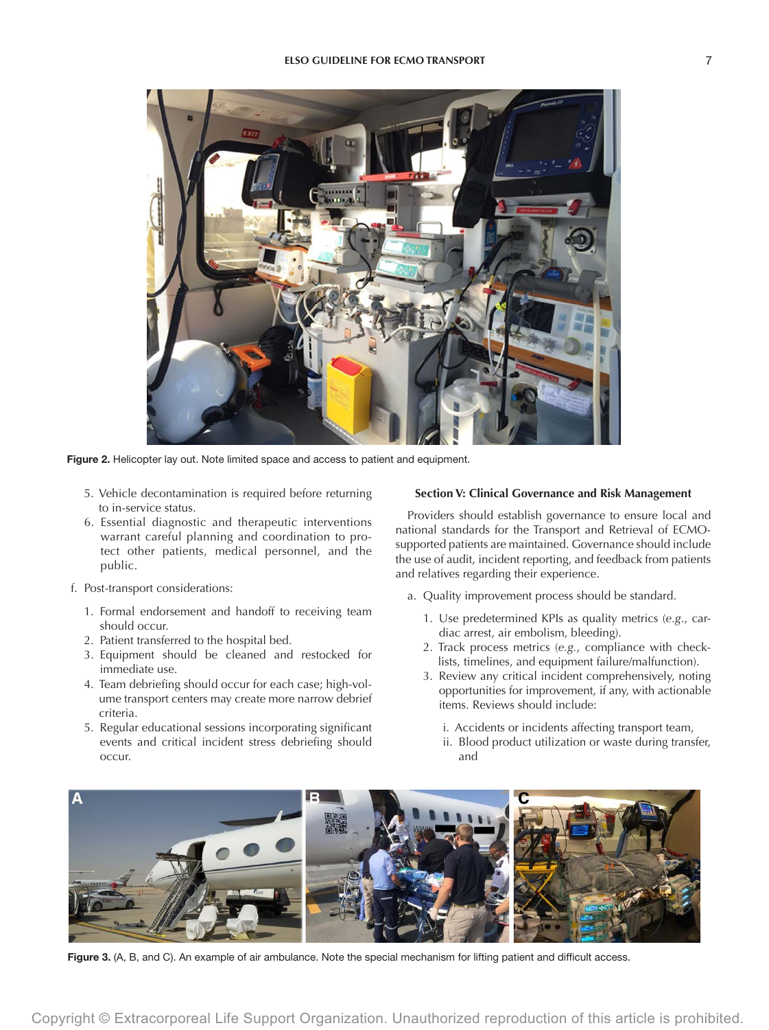Figure 2. Helicopter lay out. Note limited space and access to patient and equipment.

5. Vehicle decontamination is required before returning to in-service status.
6. Essential diagnostic and therapeutic interventions warrant careful planning and coordination to protect other patients, medical personnel, and the public.

f. Post-transport considerations:

1. Formal endorsement and handoff to receiving team should occur.
2. Patient transferred to the hospital bed.
3. Equipment should be cleaned and restocked for immediate use.
4. Team debriefing should occur for each case; high-volume transport centers may create more narrow debrief criteria.
5. Regular educational sessions incorporating significant events and critical incident stress debriefing should occur.

## Section V: Clinical Governance and Risk Management

Providers should establish governance to ensure local and national standards for the Transport and Retrieval of ECMO-supported patients are maintained. Governance should include the use of audit, incident reporting, and feedback from patients and relatives regarding their experience.

a. Quality improvement process should be standard.

1. Use predetermined KPIs as quality metrics (*e.g.*, cardiac arrest, air embolism, bleeding).
2. Track process metrics (*e.g.*, compliance with checklists, timelines, and equipment failure/malfunction).
3. Review any critical incident comprehensively, noting opportunities for improvement, if any, with actionable items. Reviews should include:

   i. Accidents or incidents affecting transport team,
   ii. Blood product utilization or waste during transfer, and

Figure 3. (A, B, and C). An example of air ambulance. Note the special mechanism for lifting patient and difficult access.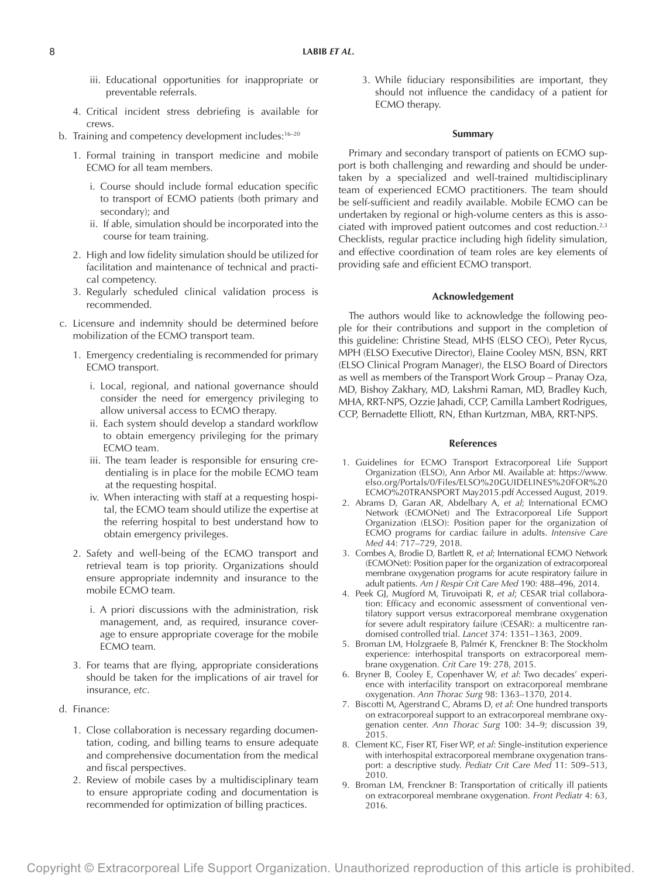iii. Educational opportunities for inappropriate or preventable referrals.

4. Critical incident stress debriefing is available for crews.

b. Training and competency development includes:[16–20]

   1. Formal training in transport medicine and mobile ECMO for all team members.
      i. Course should include formal education specific to transport of ECMO patients (both primary and secondary); and
      ii. If able, simulation should be incorporated into the course for team training.
   2. High and low fidelity simulation should be utilized for facilitation and maintenance of technical and practical competency.
   3. Regularly scheduled clinical validation process is recommended.

c. Licensure and indemnity should be determined before mobilization of the ECMO transport team.

   1. Emergency credentialing is recommended for primary ECMO transport.
      i. Local, regional, and national governance should consider the need for emergency privileging to allow universal access to ECMO therapy.
      ii. Each system should develop a standard workflow to obtain emergency privileging for the primary ECMO team.
      iii. The team leader is responsible for ensuring credentialing is in place for the mobile ECMO team at the requesting hospital.
      iv. When interacting with staff at a requesting hospital, the ECMO team should utilize the expertise at the referring hospital to best understand how to obtain emergency privileges.
   2. Safety and well-being of the ECMO transport and retrieval team is top priority. Organizations should ensure appropriate indemnity and insurance to the mobile ECMO team.
      i. A priori discussions with the administration, risk management, and, as required, insurance coverage to ensure appropriate coverage for the mobile ECMO team.
   3. For teams that are flying, appropriate considerations should be taken for the implications of air travel for insurance, *etc*.

d. Finance:

   1. Close collaboration is necessary regarding documentation, coding, and billing teams to ensure adequate and comprehensive documentation from the medical and fiscal perspectives.
   2. Review of mobile cases by a multidisciplinary team to ensure appropriate coding and documentation is recommended for optimization of billing practices.
   3. While fiduciary responsibilities are important, they should not influence the candidacy of a patient for ECMO therapy.

## Summary

Primary and secondary transport of patients on ECMO support is both challenging and rewarding and should be undertaken by a specialized and well-trained multidisciplinary team of experienced ECMO practitioners. The team should be self-sufficient and readily available. Mobile ECMO can be undertaken by regional or high-volume centers as this is associated with improved patient outcomes and cost reduction.[2,3] Checklists, regular practice including high fidelity simulation, and effective coordination of team roles are key elements of providing safe and efficient ECMO transport.

## Acknowledgement

The authors would like to acknowledge the following people for their contributions and support in the completion of this guideline: Christine Stead, MHS (ELSO CEO), Peter Rycus, MPH (ELSO Executive Director), Elaine Cooley MSN, BSN, RRT (ELSO Clinical Program Manager), the ELSO Board of Directors as well as members of the Transport Work Group – Pranay Oza, MD, Bishoy Zakhary, MD, Lakshmi Raman, MD, Bradley Kuch, MHA, RRT-NPS, Ozzie Jahadi, CCP, Camilla Lambert Rodrigues, CCP, Bernadette Elliott, RN, Ethan Kurtzman, MBA, RRT-NPS.

## References

1. Guidelines for ECMO Transport Extracorporeal Life Support Organization (ELSO), Ann Arbor MI. Available at: https://www.elso.org/Portals/0/Files/ELSO%20GUIDELINES%20FOR%20ECMO%20TRANSPORT May2015.pdf Accessed August, 2019.
2. Abrams D, Garan AR, Abdelbary A, *et al*; International ECMO Network (ECMONet) and The Extracorporeal Life Support Organization (ELSO): Position paper for the organization of ECMO programs for cardiac failure in adults. *Intensive Care Med* 44: 717–729, 2018.
3. Combes A, Brodie D, Bartlett R, *et al*; International ECMO Network (ECMONet): Position paper for the organization of extracorporeal membrane oxygenation programs for acute respiratory failure in adult patients. *Am J Respir Crit Care Med* 190: 488–496, 2014.
4. Peek GJ, Mugford M, Tiruvoipati R, *et al*; CESAR trial collaboration: Efficacy and economic assessment of conventional ventilatory support versus extracorporeal membrane oxygenation for severe adult respiratory failure (CESAR): a multicentre randomised controlled trial. *Lancet* 374: 1351–1363, 2009.
5. Broman LM, Holzgraefe B, Palmér K, Frenckner B: The Stockholm experience: interhospital transports on extracorporeal membrane oxygenation. *Crit Care* 19: 278, 2015.
6. Bryner B, Cooley E, Copenhaver W, *et al*: Two decades' experience with interfacility transport on extracorporeal membrane oxygenation. *Ann Thorac Surg* 98: 1363–1370, 2014.
7. Biscotti M, Agerstrand C, Abrams D, *et al*: One hundred transports on extracorporeal support to an extracorporeal membrane oxygenation center. *Ann Thorac Surg* 100: 34–9; discussion 39, 2015.
8. Clement KC, Fiser RT, Fiser WP, *et al*: Single-institution experience with interhospital extracorporeal membrane oxygenation transport: a descriptive study. *Pediatr Crit Care Med* 11: 509–513, 2010.
9. Broman LM, Frenckner B: Transportation of critically ill patients on extracorporeal membrane oxygenation. *Front Pediatr* 4: 63, 2016.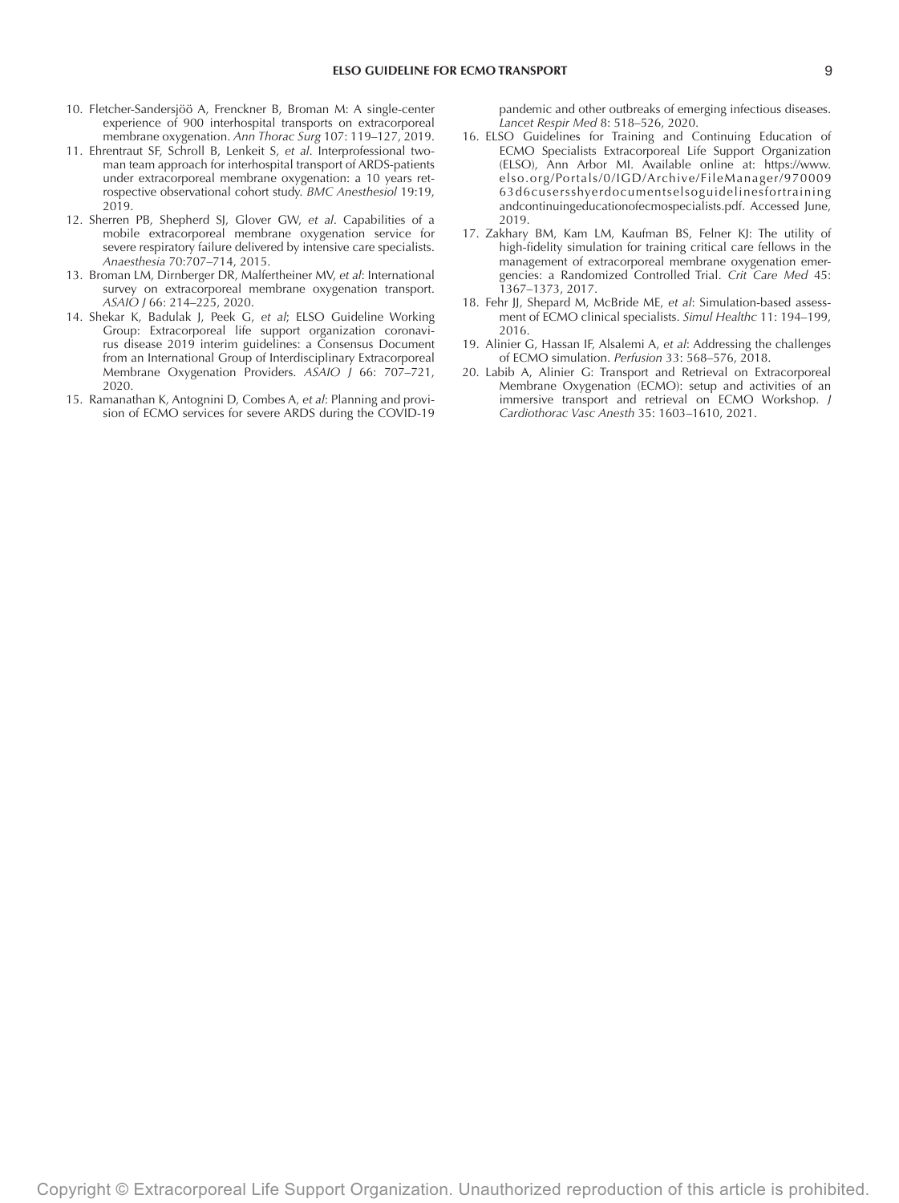10. Fletcher-Sandersjöö A, Frenckner B, Broman M: A single-center experience of 900 interhospital transports on extracorporeal membrane oxygenation. *Ann Thorac Surg* 107: 119–127, 2019.
11. Ehrentraut SF, Schroll B, Lenkeit S, *et al*. Interprofessional two-man team approach for interhospital transport of ARDS-patients under extracorporeal membrane oxygenation: a 10 years retrospective observational cohort study. *BMC Anesthesiol* 19:19, 2019.
12. Sherren PB, Shepherd SJ, Glover GW, *et al*. Capabilities of a mobile extracorporeal membrane oxygenation service for severe respiratory failure delivered by intensive care specialists. *Anaesthesia* 70:707–714, 2015.
13. Broman LM, Dirnberger DR, Malfertheiner MV, *et al*: International survey on extracorporeal membrane oxygenation transport. *ASAIO J* 66: 214–225, 2020.
14. Shekar K, Badulak J, Peek G, *et al*; ELSO Guideline Working Group: Extracorporeal life support organization coronavirus disease 2019 interim guidelines: a Consensus Document from an International Group of Interdisciplinary Extracorporeal Membrane Oxygenation Providers. *ASAIO J* 66: 707–721, 2020.
15. Ramanathan K, Antognini D, Combes A, *et al*: Planning and provision of ECMO services for severe ARDS during the COVID-19 pandemic and other outbreaks of emerging infectious diseases. *Lancet Respir Med* 8: 518–526, 2020.
16. ELSO Guidelines for Training and Continuing Education of ECMO Specialists Extracorporeal Life Support Organization (ELSO), Ann Arbor MI. Available online at: https://www.elso.org/Portals/0/IGD/Archive/FileManager/97000963d6cusersshyerdocumentselsoguidelinesfortrainingandcontinuingeducationofecmospecialists.pdf. Accessed June, 2019.
17. Zakhary BM, Kam LM, Kaufman BS, Felner KJ: The utility of high-fidelity simulation for training critical care fellows in the management of extracorporeal membrane oxygenation emergencies: a Randomized Controlled Trial. *Crit Care Med* 45: 1367–1373, 2017.
18. Fehr JJ, Shepard M, McBride ME, *et al*: Simulation-based assessment of ECMO clinical specialists. *Simul Healthc* 11: 194–199, 2016.
19. Alinier G, Hassan IF, Alsalemi A, *et al*: Addressing the challenges of ECMO simulation. *Perfusion* 33: 568–576, 2018.
20. Labib A, Alinier G: Transport and Retrieval on Extracorporeal Membrane Oxygenation (ECMO): setup and activities of an immersive transport and retrieval on ECMO Workshop. *J Cardiothorac Vasc Anesth* 35: 1603–1610, 2021.

Copyright © Extracorporeal Life Support Organization. Unauthorized reproduction of this article is prohibited.